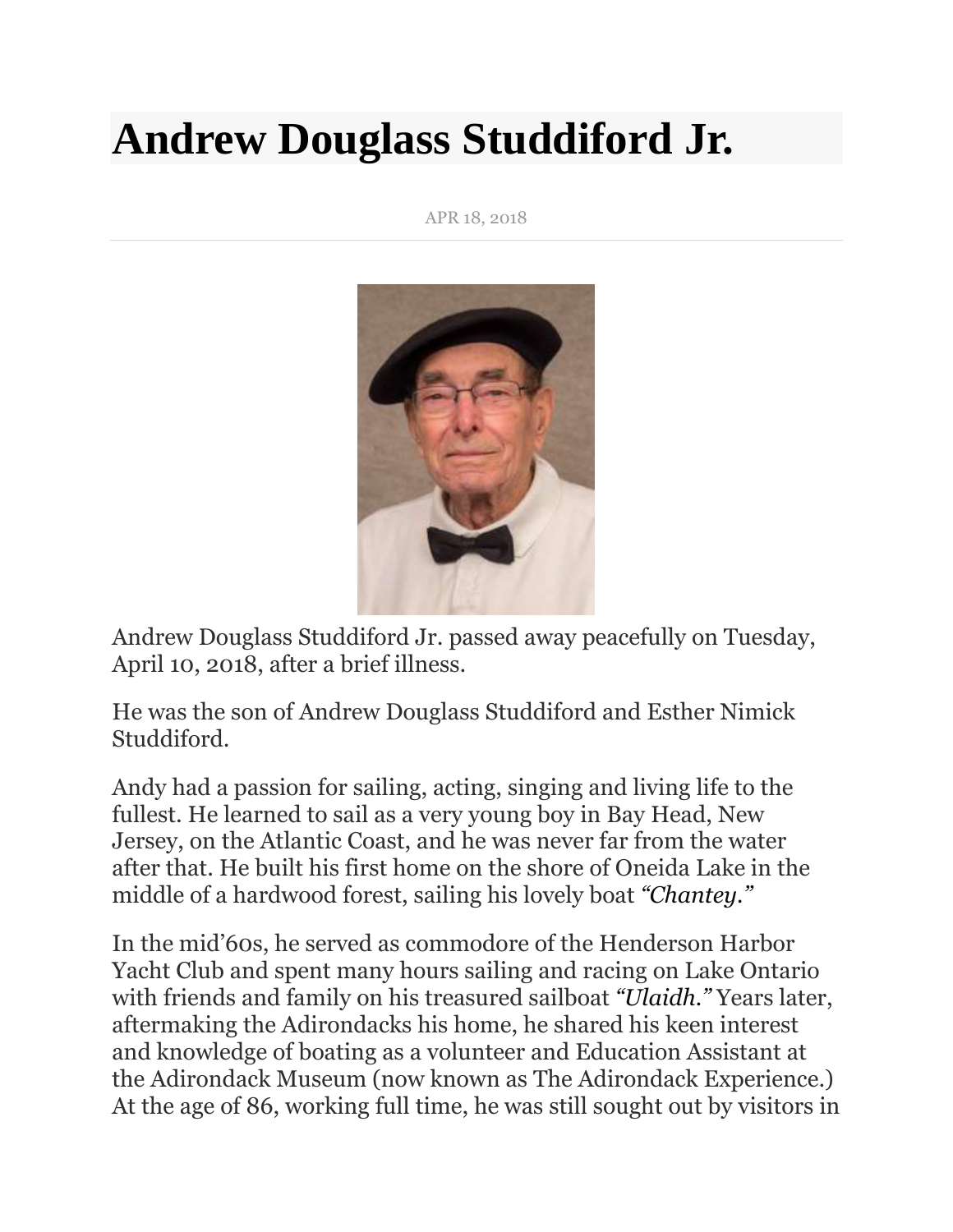# Andrew Douglass Studdiford Jr.

APR 18, 2018

Andrew Douglass Studdiford Jr. passed away peacefully on Tuesday, April 10, 2018, after a brief illness.

He was the son of Andrew Douglass Studdiford and Esther Nimick Studdiford.

Andy had a passion for sailing, acting, singing and living life to the fullest. He learned to sail as a very young boy in Bay Head, New Jersey, on the Atlantic Coast, and he was never far from the water after that. He built his first home on the shore of Oneida Lake in the middle of a hardwood forest, sailing his lovely boat *"Chantey."*

In the mid'60s, he served as commodore of the Henderson Harbor Yacht Club and spent many hours sailing and racing on Lake Ontario with friends and family on his treasured sailboat *"Ulaidh."* Years later, aftermaking the Adirondacks his home, he shared his keen interest and knowledge of boating as a volunteer and Education Assistant at the Adirondack Museum (now known as The Adirondack Experience.) At the age of 86, working full time, he was still sought out by visitors in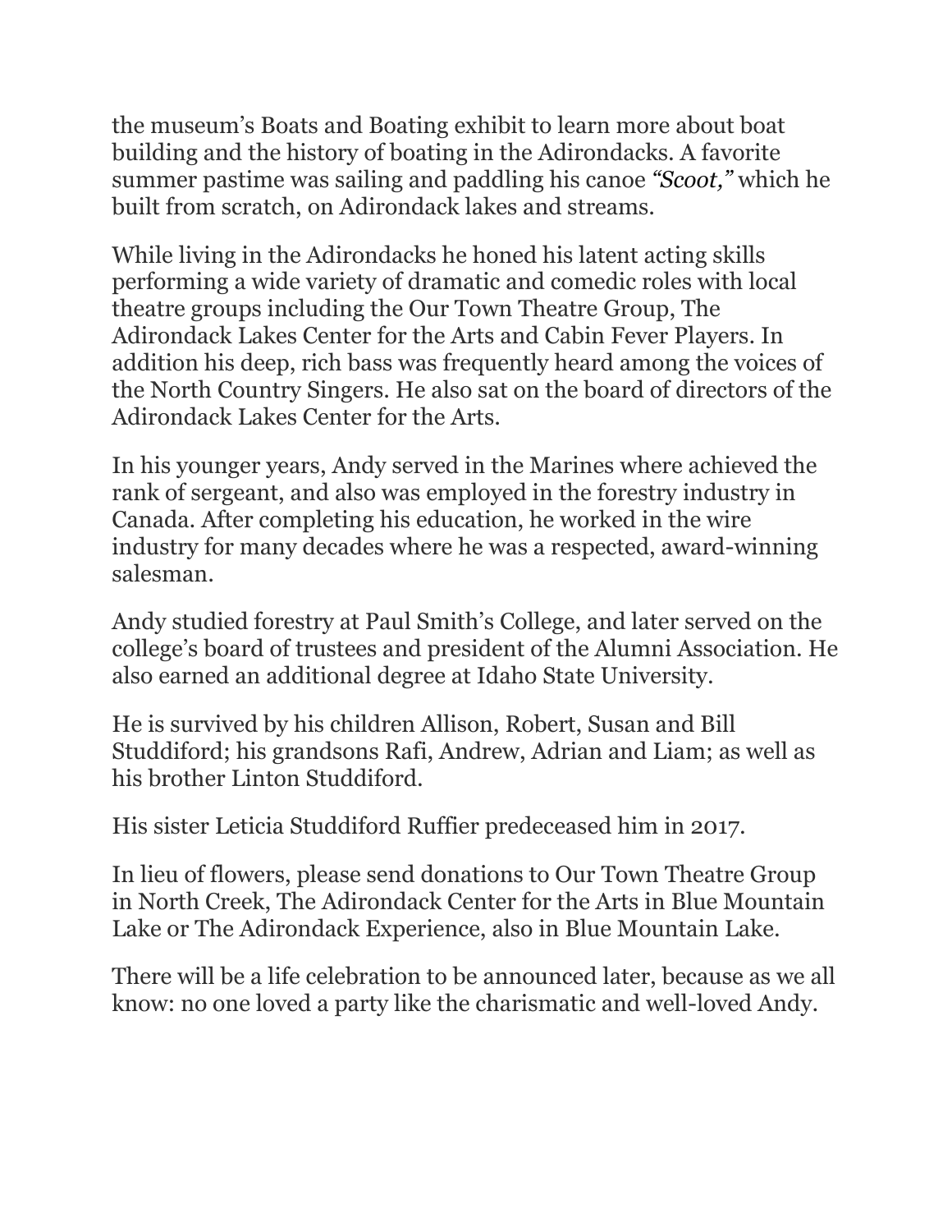the museum's Boats and Boating exhibit to learn more about boat building and the history of boating in the Adirondacks. A favorite summer pastime was sailing and paddling his canoe *"Scoot,"* which he built from scratch, on Adirondack lakes and streams.

While living in the Adirondacks he honed his latent acting skills performing a wide variety of dramatic and comedic roles with local theatre groups including the Our Town Theatre Group, The Adirondack Lakes Center for the Arts and Cabin Fever Players. In addition his deep, rich bass was frequently heard among the voices of the North Country Singers. He also sat on the board of directors of the Adirondack Lakes Center for the Arts.

In his younger years, Andy served in the Marines where achieved the rank of sergeant, and also was employed in the forestry industry in Canada. After completing his education, he worked in the wire industry for many decades where he was a respected, award-winning salesman.

Andy studied forestry at Paul Smith's College, and later served on the college's board of trustees and president of the Alumni Association. He also earned an additional degree at Idaho State University.

He is survived by his children Allison, Robert, Susan and Bill Studdiford; his grandsons Rafi, Andrew, Adrian and Liam; as well as his brother Linton Studdiford.

His sister Leticia Studdiford Ruffier predeceased him in 2017.

In lieu of flowers, please send donations to Our Town Theatre Group in North Creek, The Adirondack Center for the Arts in Blue Mountain Lake or The Adirondack Experience, also in Blue Mountain Lake.

There will be a life celebration to be announced later, because as we all know: no one loved a party like the charismatic and well-loved Andy.